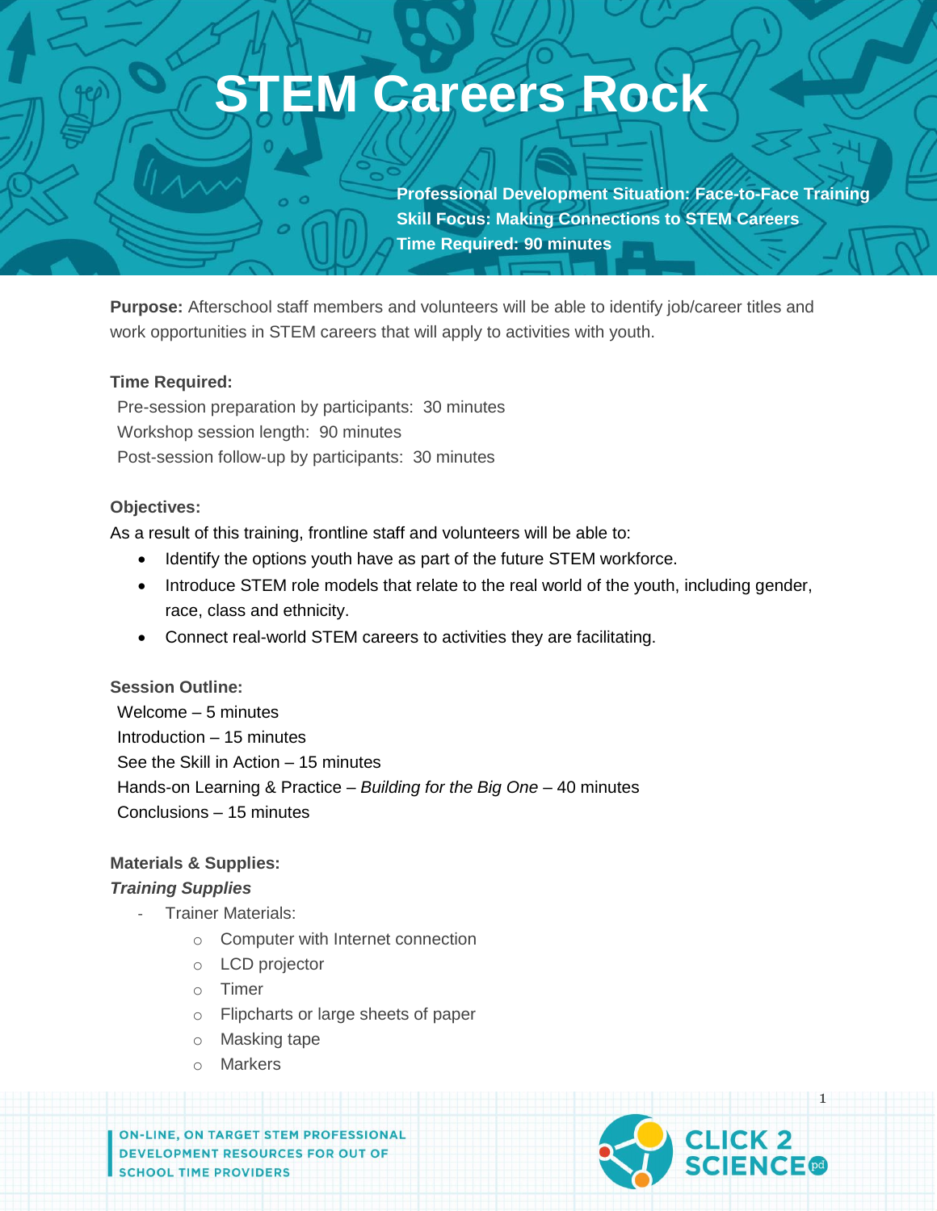# STEM Careers Rock

**Professional Development Situation: Face-to-Face Training**
**Skill Focus: Making Connections to STEM Careers**
**Time Required: 90 minutes**

**Purpose:** Afterschool staff members and volunteers will be able to identify job/career titles and work opportunities in STEM careers that will apply to activities with youth.

**Time Required:**

Pre-session preparation by participants: 30 minutes
Workshop session length: 90 minutes
Post-session follow-up by participants: 30 minutes

**Objectives:**

As a result of this training, frontline staff and volunteers will be able to:

- Identify the options youth have as part of the future STEM workforce.
- Introduce STEM role models that relate to the real world of the youth, including gender, race, class and ethnicity.
- Connect real-world STEM careers to activities they are facilitating.

**Session Outline:**

Welcome – 5 minutes
Introduction – 15 minutes
See the Skill in Action – 15 minutes
Hands-on Learning & Practice – *Building for the Big One* – 40 minutes
Conclusions – 15 minutes

**Materials & Supplies:**

***Training Supplies***

- Trainer Materials:
  - Computer with Internet connection
  - LCD projector
  - Timer
  - Flipcharts or large sheets of paper
  - Masking tape
  - Markers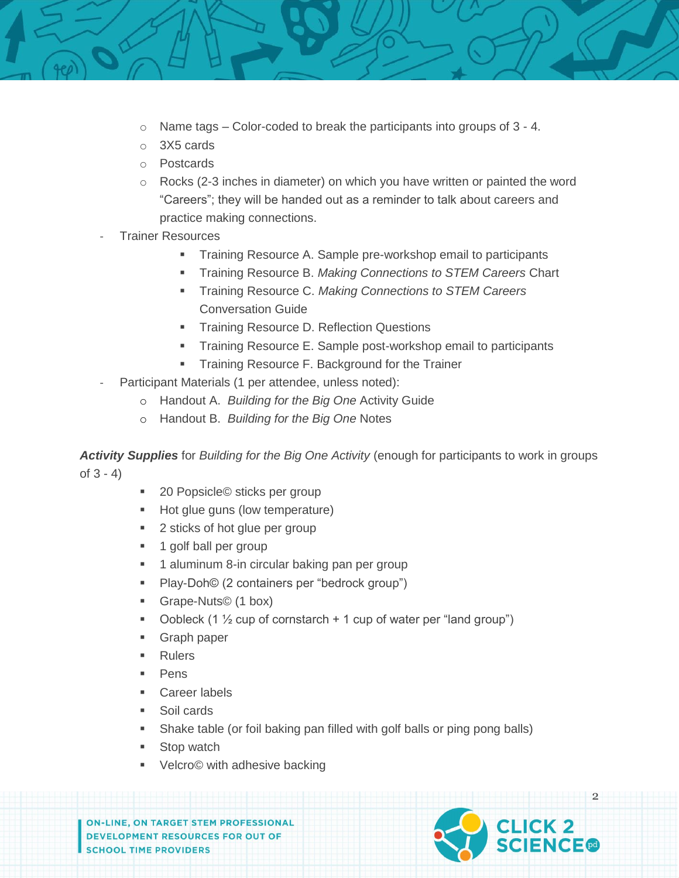- Name tags – Color-coded to break the participants into groups of 3 - 4.
  - 3X5 cards
  - Postcards
  - Rocks (2-3 inches in diameter) on which you have written or painted the word "Careers"; they will be handed out as a reminder to talk about careers and practice making connections.
- Trainer Resources
  - Training Resource A. Sample pre-workshop email to participants
  - Training Resource B. *Making Connections to STEM Careers* Chart
  - Training Resource C. *Making Connections to STEM Careers* Conversation Guide
  - Training Resource D. Reflection Questions
  - Training Resource E. Sample post-workshop email to participants
  - Training Resource F. Background for the Trainer
- Participant Materials (1 per attendee, unless noted):
  - Handout A. *Building for the Big One* Activity Guide
  - Handout B. *Building for the Big One* Notes

***Activity Supplies*** for *Building for the Big One Activity* (enough for participants to work in groups of 3 - 4)

- 20 Popsicle© sticks per group
- Hot glue guns (low temperature)
- 2 sticks of hot glue per group
- 1 golf ball per group
- 1 aluminum 8-in circular baking pan per group
- Play-Doh© (2 containers per "bedrock group")
- Grape-Nuts© (1 box)
- Oobleck (1 ½ cup of cornstarch + 1 cup of water per "land group")
- Graph paper
- Rulers
- Pens
- Career labels
- Soil cards
- Shake table (or foil baking pan filled with golf balls or ping pong balls)
- Stop watch
- Velcro© with adhesive backing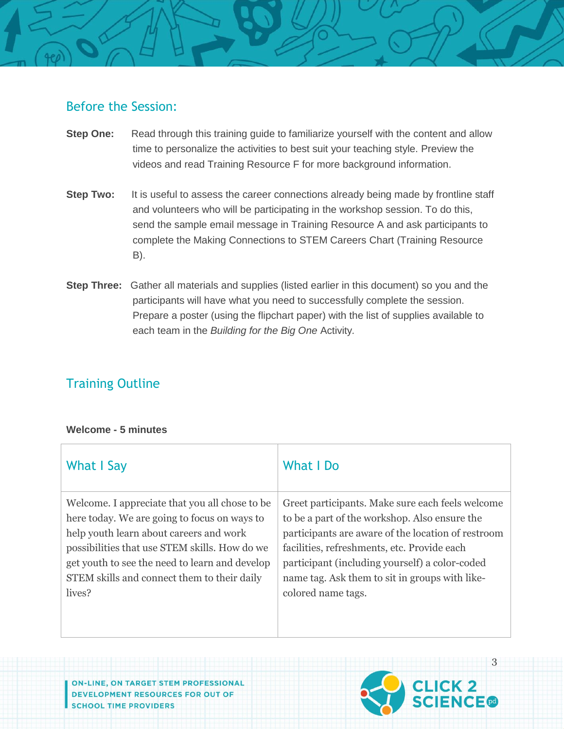## Before the Session:

**Step One:** Read through this training guide to familiarize yourself with the content and allow time to personalize the activities to best suit your teaching style. Preview the videos and read Training Resource F for more background information.

**Step Two:** It is useful to assess the career connections already being made by frontline staff and volunteers who will be participating in the workshop session. To do this, send the sample email message in Training Resource A and ask participants to complete the Making Connections to STEM Careers Chart (Training Resource B).

**Step Three:** Gather all materials and supplies (listed earlier in this document) so you and the participants will have what you need to successfully complete the session. Prepare a poster (using the flipchart paper) with the list of supplies available to each team in the *Building for the Big One* Activity.

## Training Outline

**Welcome - 5 minutes**

| What I Say | What I Do |
| --- | --- |
| Welcome. I appreciate that you all chose to be here today. We are going to focus on ways to help youth learn about careers and work possibilities that use STEM skills. How do we get youth to see the need to learn and develop STEM skills and connect them to their daily lives? | Greet participants. Make sure each feels welcome to be a part of the workshop. Also ensure the participants are aware of the location of restroom facilities, refreshments, etc. Provide each participant (including yourself) a color-coded name tag. Ask them to sit in groups with like-colored name tags. |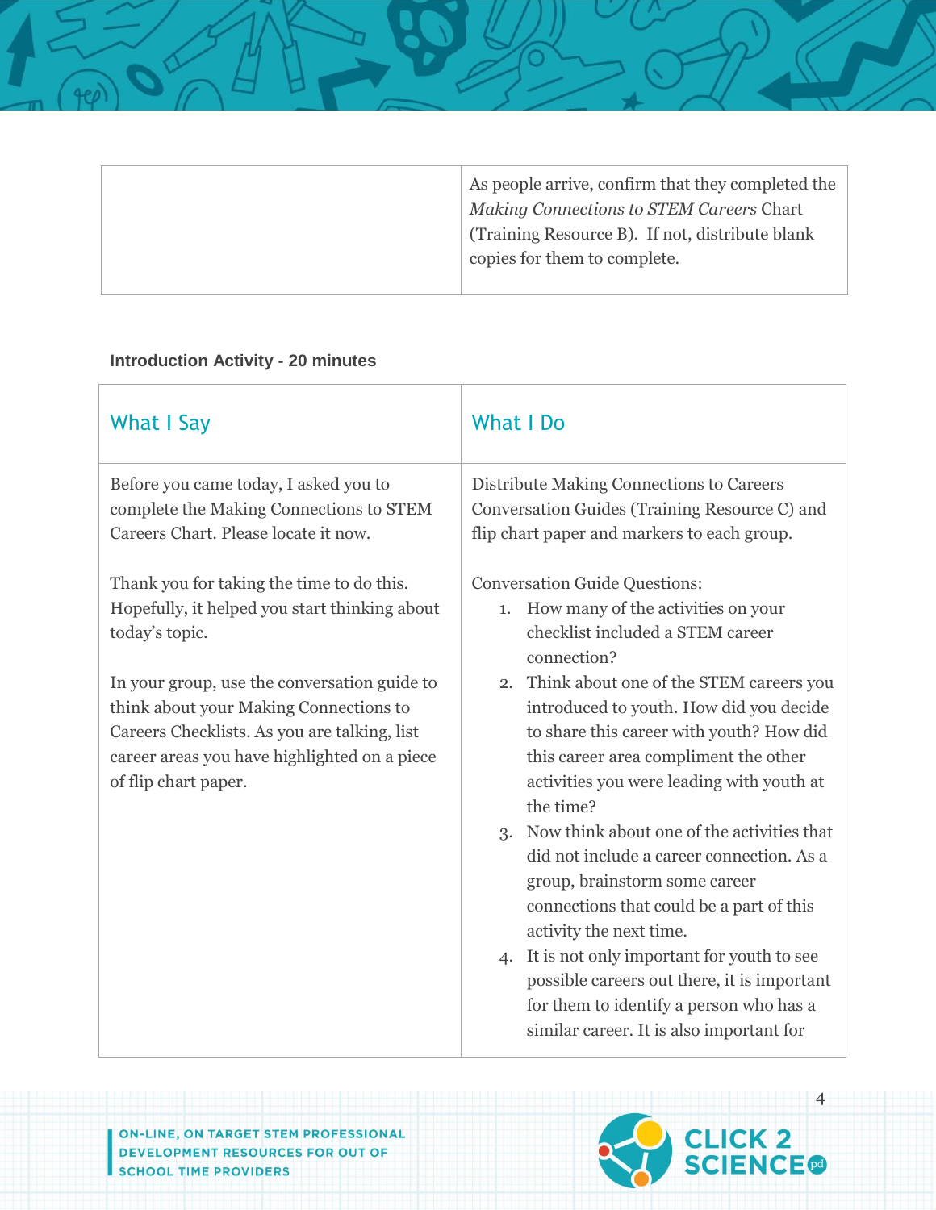| | |
|---|---|
| | As people arrive, confirm that they completed the *Making Connections to STEM Careers* Chart (Training Resource B). If not, distribute blank copies for them to complete. |

**Introduction Activity - 20 minutes**

| What I Say | What I Do |
|---|---|
| Before you came today, I asked you to complete the Making Connections to STEM Careers Chart. Please locate it now.<br><br>Thank you for taking the time to do this. Hopefully, it helped you start thinking about today's topic.<br><br>In your group, use the conversation guide to think about your Making Connections to Careers Checklists. As you are talking, list career areas you have highlighted on a piece of flip chart paper. | Distribute Making Connections to Careers Conversation Guides (Training Resource C) and flip chart paper and markers to each group.<br><br>Conversation Guide Questions:<br>1. How many of the activities on your checklist included a STEM career connection?<br>2. Think about one of the STEM careers you introduced to youth. How did you decide to share this career with youth? How did this career area compliment the other activities you were leading with youth at the time?<br>3. Now think about one of the activities that did not include a career connection. As a group, brainstorm some career connections that could be a part of this activity the next time.<br>4. It is not only important for youth to see possible careers out there, it is important for them to identify a person who has a similar career. It is also important for |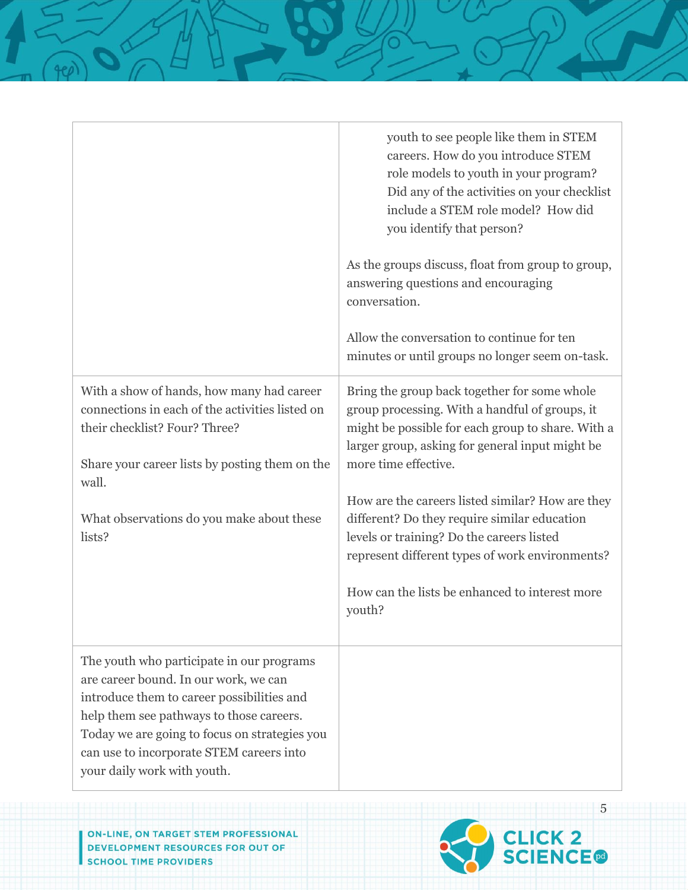| | |
|---|---|
| | youth to see people like them in STEM careers. How do you introduce STEM role models to youth in your program? Did any of the activities on your checklist include a STEM role model? How did you identify that person?<br><br>As the groups discuss, float from group to group, answering questions and encouraging conversation.<br><br>Allow the conversation to continue for ten minutes or until groups no longer seem on-task. |
| With a show of hands, how many had career connections in each of the activities listed on their checklist? Four? Three?<br><br>Share your career lists by posting them on the wall.<br><br>What observations do you make about these lists? | Bring the group back together for some whole group processing. With a handful of groups, it might be possible for each group to share. With a larger group, asking for general input might be more time effective.<br><br>How are the careers listed similar? How are they different? Do they require similar education levels or training? Do the careers listed represent different types of work environments?<br><br>How can the lists be enhanced to interest more youth? |
| The youth who participate in our programs are career bound. In our work, we can introduce them to career possibilities and help them see pathways to those careers. Today we are going to focus on strategies you can use to incorporate STEM careers into your daily work with youth. | |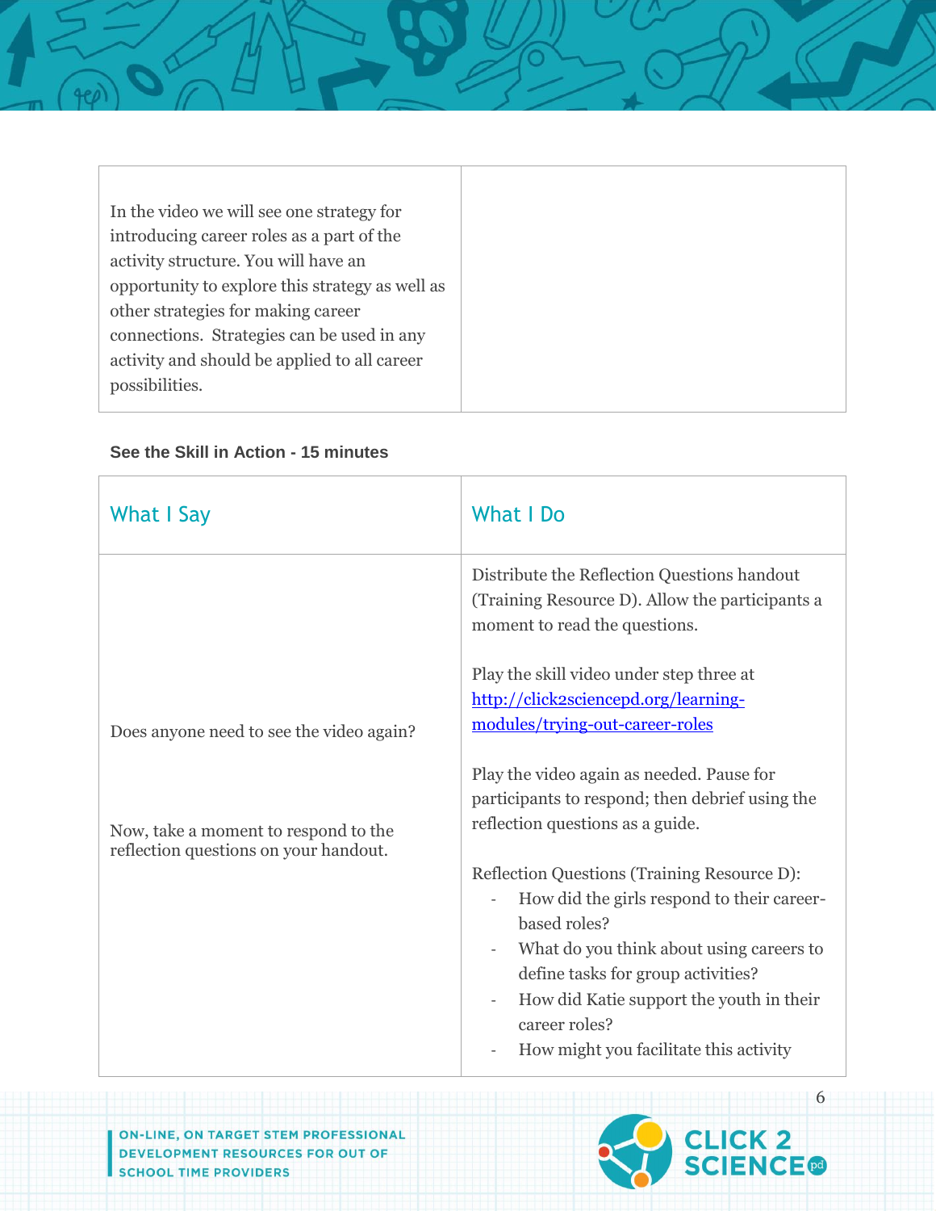| | |
|---|---|
| In the video we will see one strategy for introducing career roles as a part of the activity structure. You will have an opportunity to explore this strategy as well as other strategies for making career connections. Strategies can be used in any activity and should be applied to all career possibilities. | |

**See the Skill in Action - 15 minutes**

| What I Say | What I Do |
|---|---|
| Does anyone need to see the video again?<br><br>Now, take a moment to respond to the reflection questions on your handout. | Distribute the Reflection Questions handout (Training Resource D). Allow the participants a moment to read the questions.<br><br>Play the skill video under step three at [http://click2sciencepd.org/learning-modules/trying-out-career-roles](http://click2sciencepd.org/learning-modules/trying-out-career-roles)<br><br>Play the video again as needed. Pause for participants to respond; then debrief using the reflection questions as a guide.<br><br>Reflection Questions (Training Resource D):<br>- How did the girls respond to their career-based roles?<br>- What do you think about using careers to define tasks for group activities?<br>- How did Katie support the youth in their career roles?<br>- How might you facilitate this activity |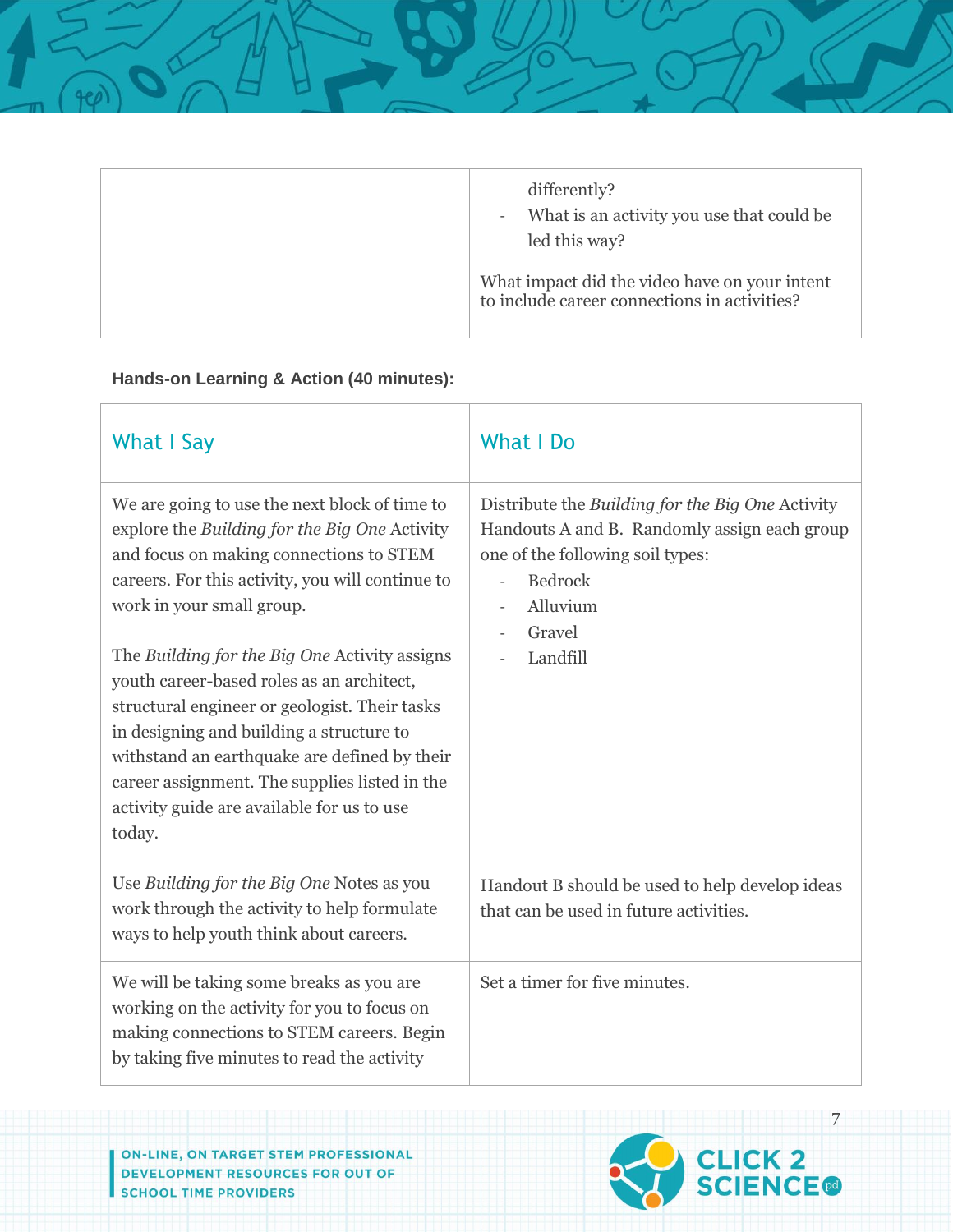| | |
|---|---|
| | differently?<br>- What is an activity you use that could be led this way?<br><br>What impact did the video have on your intent to include career connections in activities? |

**Hands-on Learning & Action (40 minutes):**

| What I Say | What I Do |
|---|---|
| We are going to use the next block of time to explore the *Building for the Big One* Activity and focus on making connections to STEM careers. For this activity, you will continue to work in your small group.<br><br>The *Building for the Big One* Activity assigns youth career-based roles as an architect, structural engineer or geologist. Their tasks in designing and building a structure to withstand an earthquake are defined by their career assignment. The supplies listed in the activity guide are available for us to use today.<br><br>Use *Building for the Big One* Notes as you work through the activity to help formulate ways to help youth think about careers. | Distribute the *Building for the Big One* Activity Handouts A and B. Randomly assign each group one of the following soil types:<br>- Bedrock<br>- Alluvium<br>- Gravel<br>- Landfill<br><br>Handout B should be used to help develop ideas that can be used in future activities. |
| We will be taking some breaks as you are working on the activity for you to focus on making connections to STEM careers. Begin by taking five minutes to read the activity | Set a timer for five minutes. |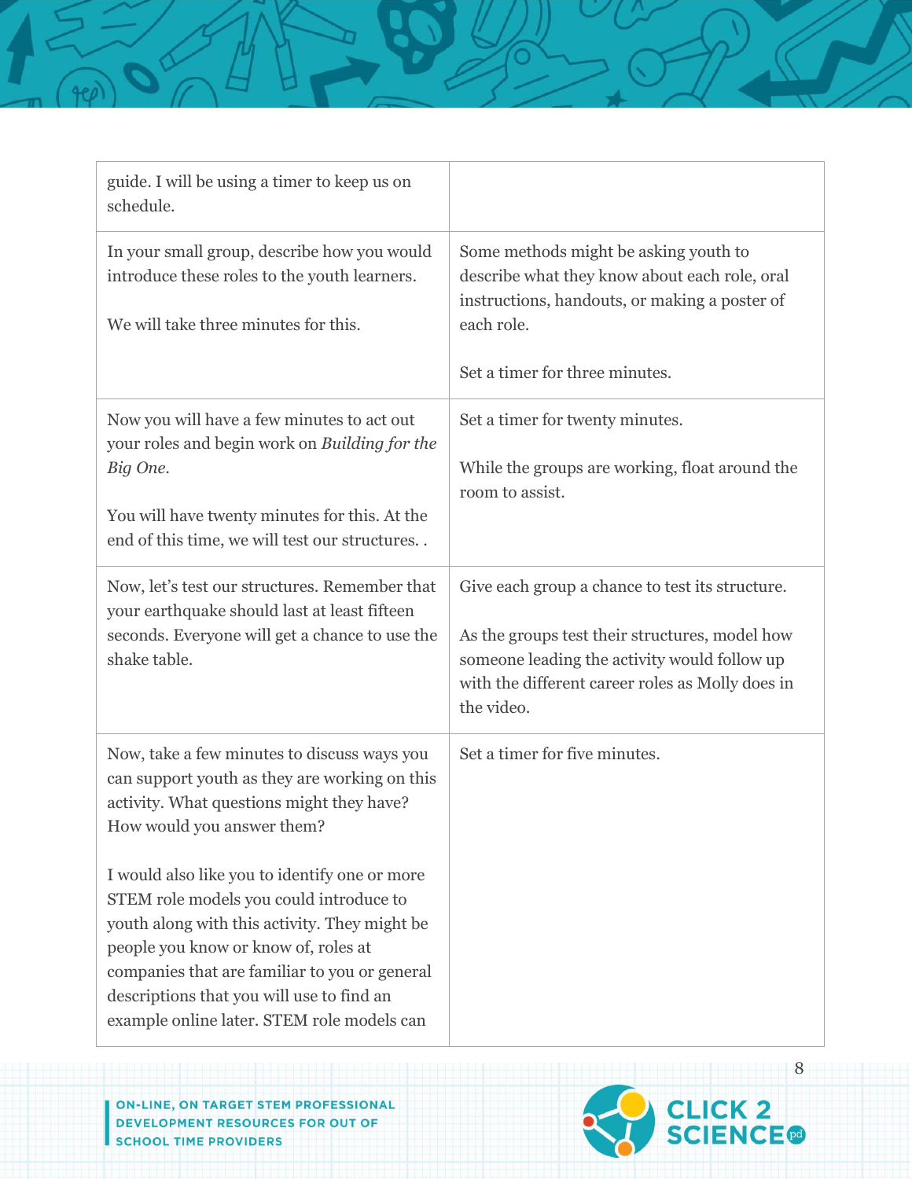| | |
|---|---|
| guide. I will be using a timer to keep us on schedule. | |
| In your small group, describe how you would introduce these roles to the youth learners.<br><br>We will take three minutes for this. | Some methods might be asking youth to describe what they know about each role, oral instructions, handouts, or making a poster of each role.<br><br>Set a timer for three minutes. |
| Now you will have a few minutes to act out your roles and begin work on *Building for the Big One*.<br><br>You will have twenty minutes for this. At the end of this time, we will test our structures. . | Set a timer for twenty minutes.<br><br>While the groups are working, float around the room to assist. |
| Now, let's test our structures. Remember that your earthquake should last at least fifteen seconds. Everyone will get a chance to use the shake table. | Give each group a chance to test its structure.<br><br>As the groups test their structures, model how someone leading the activity would follow up with the different career roles as Molly does in the video. |
| Now, take a few minutes to discuss ways you can support youth as they are working on this activity. What questions might they have? How would you answer them?<br><br>I would also like you to identify one or more STEM role models you could introduce to youth along with this activity. They might be people you know or know of, roles at companies that are familiar to you or general descriptions that you will use to find an example online later. STEM role models can | Set a timer for five minutes. |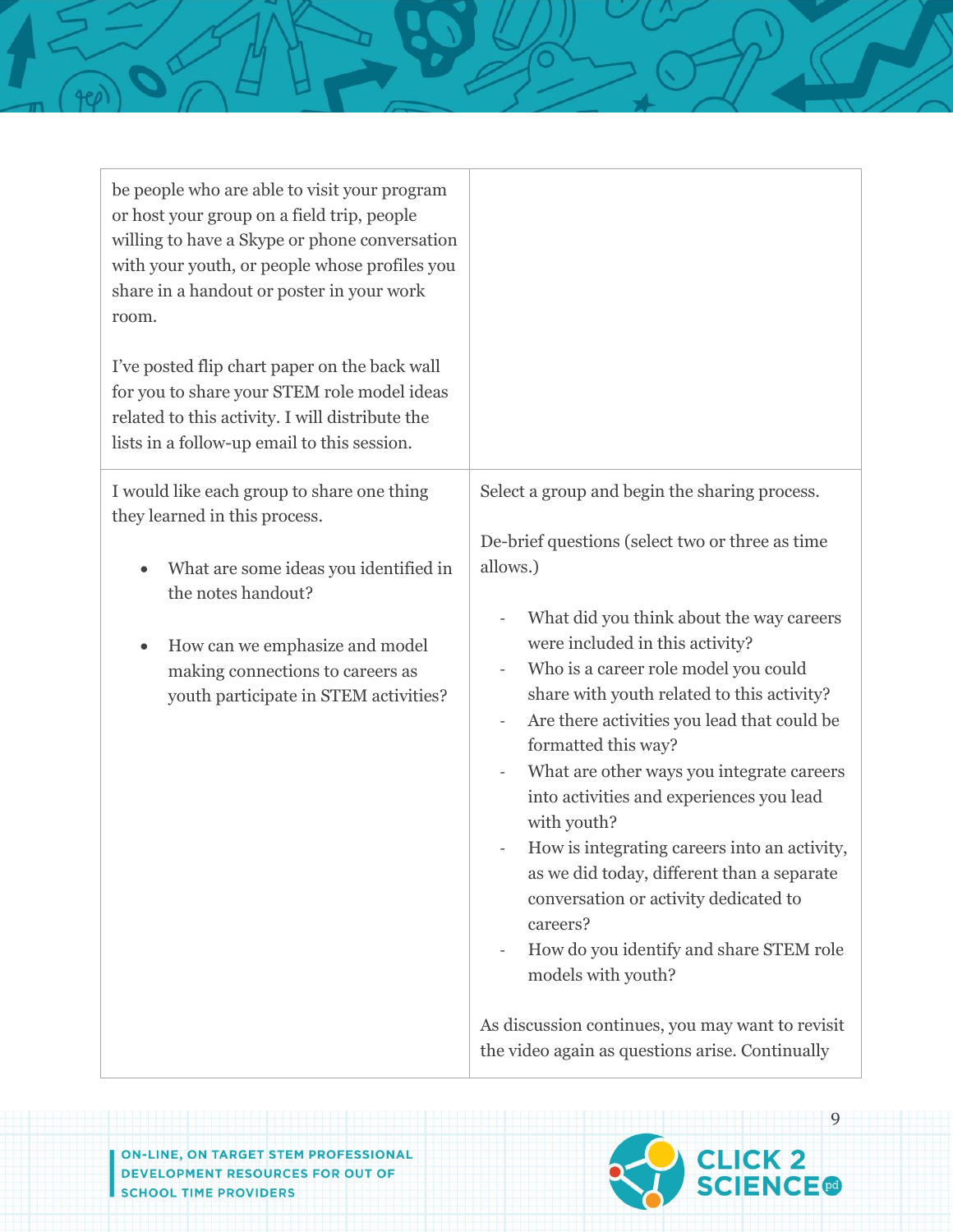| | |
|---|---|
| be people who are able to visit your program or host your group on a field trip, people willing to have a Skype or phone conversation with your youth, or people whose profiles you share in a handout or poster in your work room.<br><br>I've posted flip chart paper on the back wall for you to share your STEM role model ideas related to this activity. I will distribute the lists in a follow-up email to this session. | |
| I would like each group to share one thing they learned in this process.<br><br>• What are some ideas you identified in the notes handout?<br><br>• How can we emphasize and model making connections to careers as youth participate in STEM activities? | Select a group and begin the sharing process.<br><br>De-brief questions (select two or three as time allows.)<br><br>- What did you think about the way careers were included in this activity?<br>- Who is a career role model you could share with youth related to this activity?<br>- Are there activities you lead that could be formatted this way?<br>- What are other ways you integrate careers into activities and experiences you lead with youth?<br>- How is integrating careers into an activity, as we did today, different than a separate conversation or activity dedicated to careers?<br>- How do you identify and share STEM role models with youth?<br><br>As discussion continues, you may want to revisit the video again as questions arise. Continually |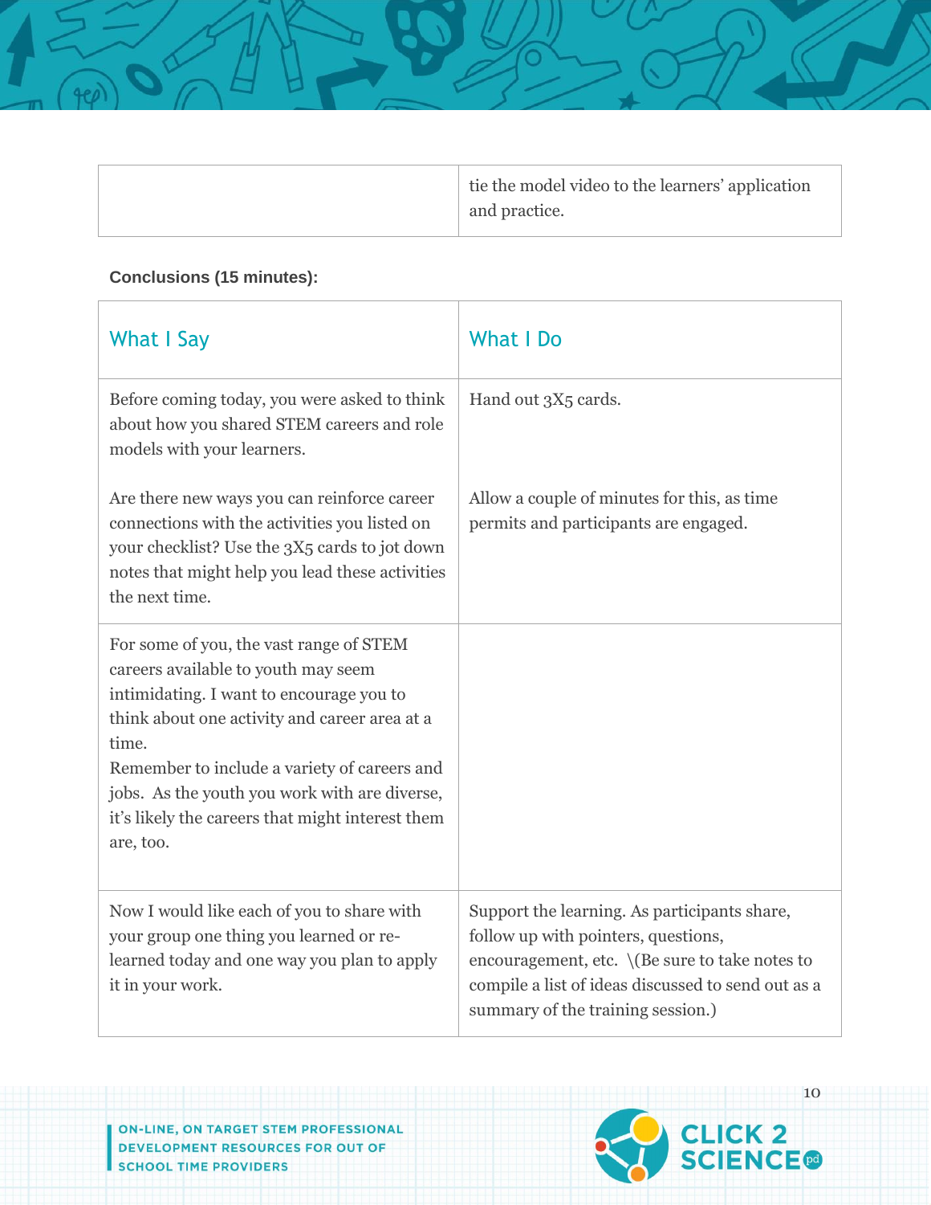| | |
|---|---|
| | tie the model video to the learners' application and practice. |

**Conclusions (15 minutes):**

| What I Say | What I Do |
|---|---|
| Before coming today, you were asked to think about how you shared STEM careers and role models with your learners.<br><br>Are there new ways you can reinforce career connections with the activities you listed on your checklist? Use the 3X5 cards to jot down notes that might help you lead these activities the next time. | Hand out 3X5 cards.<br><br>Allow a couple of minutes for this, as time permits and participants are engaged. |
| For some of you, the vast range of STEM careers available to youth may seem intimidating. I want to encourage you to think about one activity and career area at a time.<br>Remember to include a variety of careers and jobs. As the youth you work with are diverse, it's likely the careers that might interest them are, too. | |
| Now I would like each of you to share with your group one thing you learned or re-learned today and one way you plan to apply it in your work. | Support the learning. As participants share, follow up with pointers, questions, encouragement, etc. \(Be sure to take notes to compile a list of ideas discussed to send out as a summary of the training session.) |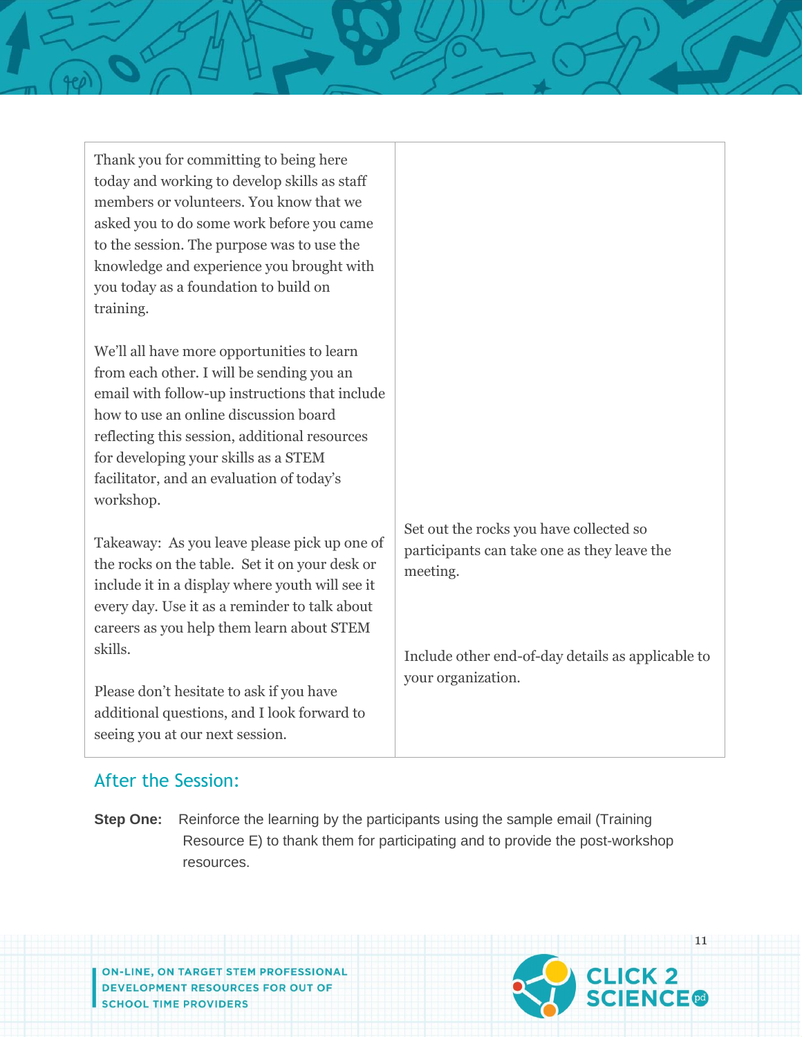| | |
|---|---|
| Thank you for committing to being here today and working to develop skills as staff members or volunteers. You know that we asked you to do some work before you came to the session. The purpose was to use the knowledge and experience you brought with you today as a foundation to build on training.<br><br>We'll all have more opportunities to learn from each other. I will be sending you an email with follow-up instructions that include how to use an online discussion board reflecting this session, additional resources for developing your skills as a STEM facilitator, and an evaluation of today's workshop. | |
| Takeaway: As you leave please pick up one of the rocks on the table. Set it on your desk or include it in a display where youth will see it every day. Use it as a reminder to talk about careers as you help them learn about STEM skills.<br><br>Please don't hesitate to ask if you have additional questions, and I look forward to seeing you at our next session. | Set out the rocks you have collected so participants can take one as they leave the meeting.<br><br>Include other end-of-day details as applicable to your organization. |

## After the Session:

**Step One:** Reinforce the learning by the participants using the sample email (Training Resource E) to thank them for participating and to provide the post-workshop resources.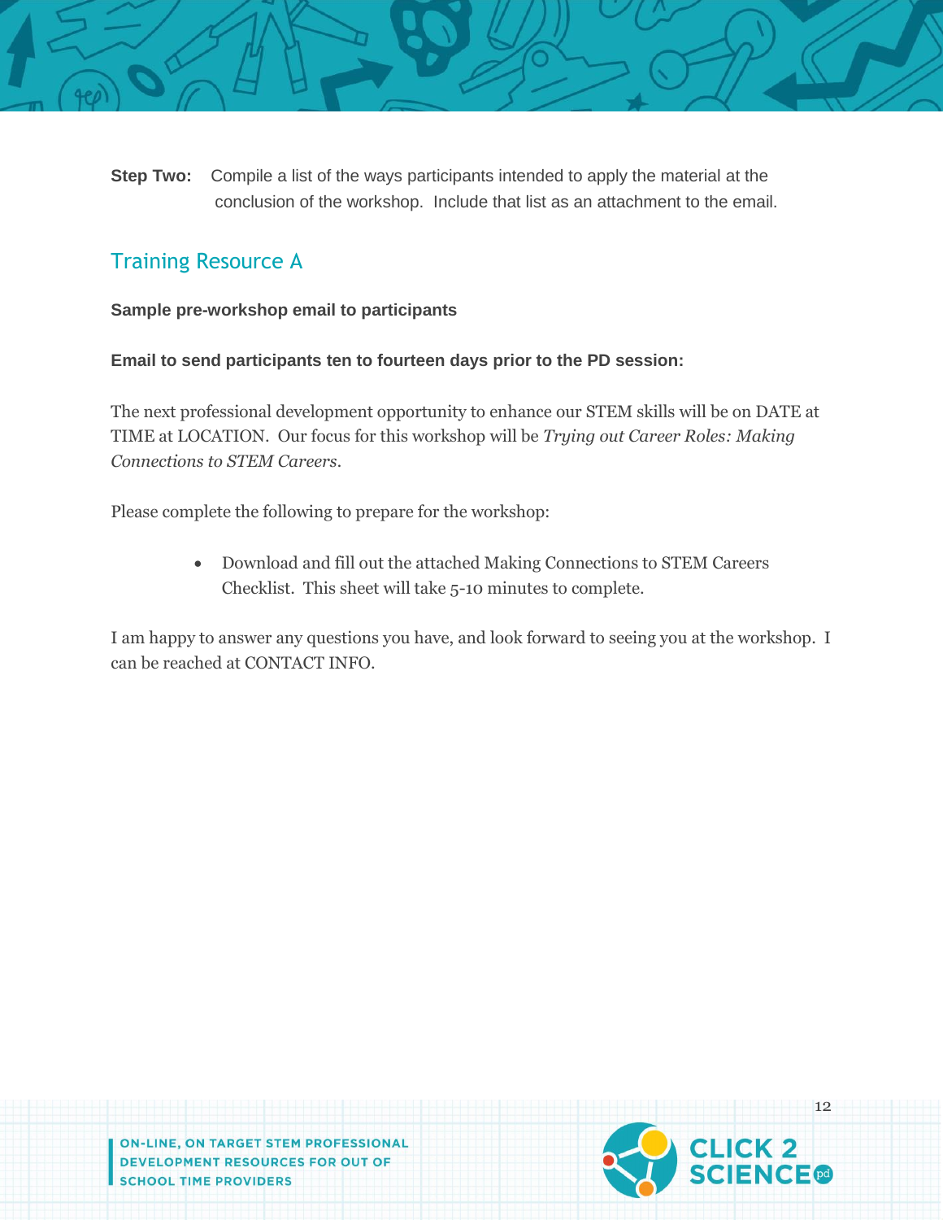**Step Two:** Compile a list of the ways participants intended to apply the material at the conclusion of the workshop. Include that list as an attachment to the email.

## Training Resource A

**Sample pre-workshop email to participants**

**Email to send participants ten to fourteen days prior to the PD session:**

The next professional development opportunity to enhance our STEM skills will be on DATE at TIME at LOCATION. Our focus for this workshop will be *Trying out Career Roles: Making Connections to STEM Careers*.

Please complete the following to prepare for the workshop:

- Download and fill out the attached Making Connections to STEM Careers Checklist. This sheet will take 5-10 minutes to complete.

I am happy to answer any questions you have, and look forward to seeing you at the workshop. I can be reached at CONTACT INFO.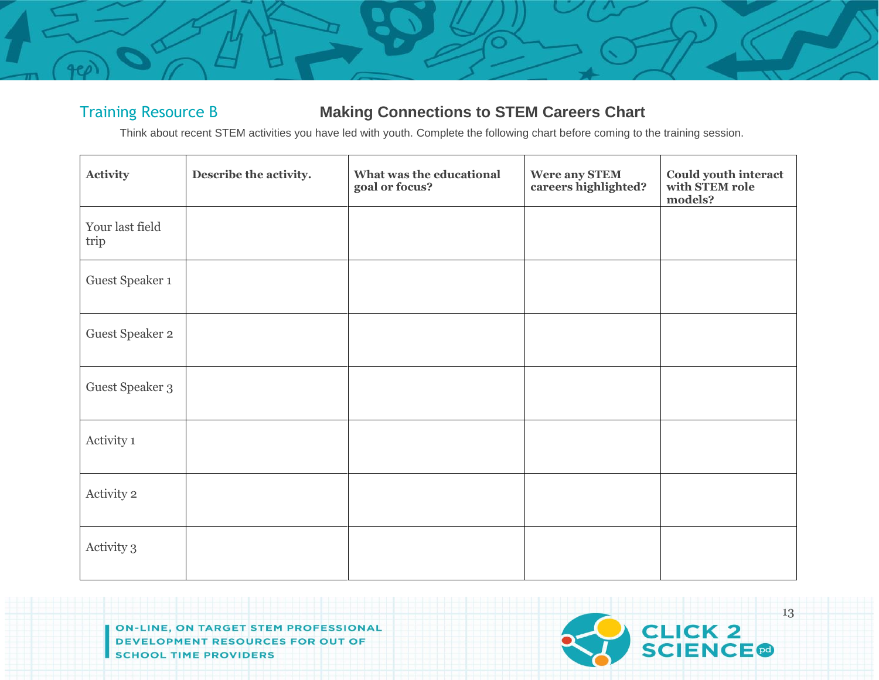Training Resource B

## Making Connections to STEM Careers Chart

Think about recent STEM activities you have led with youth. Complete the following chart before coming to the training session.

| **Activity** | **Describe the activity.** | **What was the educational goal or focus?** | **Were any STEM careers highlighted?** | **Could youth interact with STEM role models?** |
| --- | --- | --- | --- | --- |
| Your last field trip | | | | |
| Guest Speaker 1 | | | | |
| Guest Speaker 2 | | | | |
| Guest Speaker 3 | | | | |
| Activity 1 | | | | |
| Activity 2 | | | | |
| Activity 3 | | | | |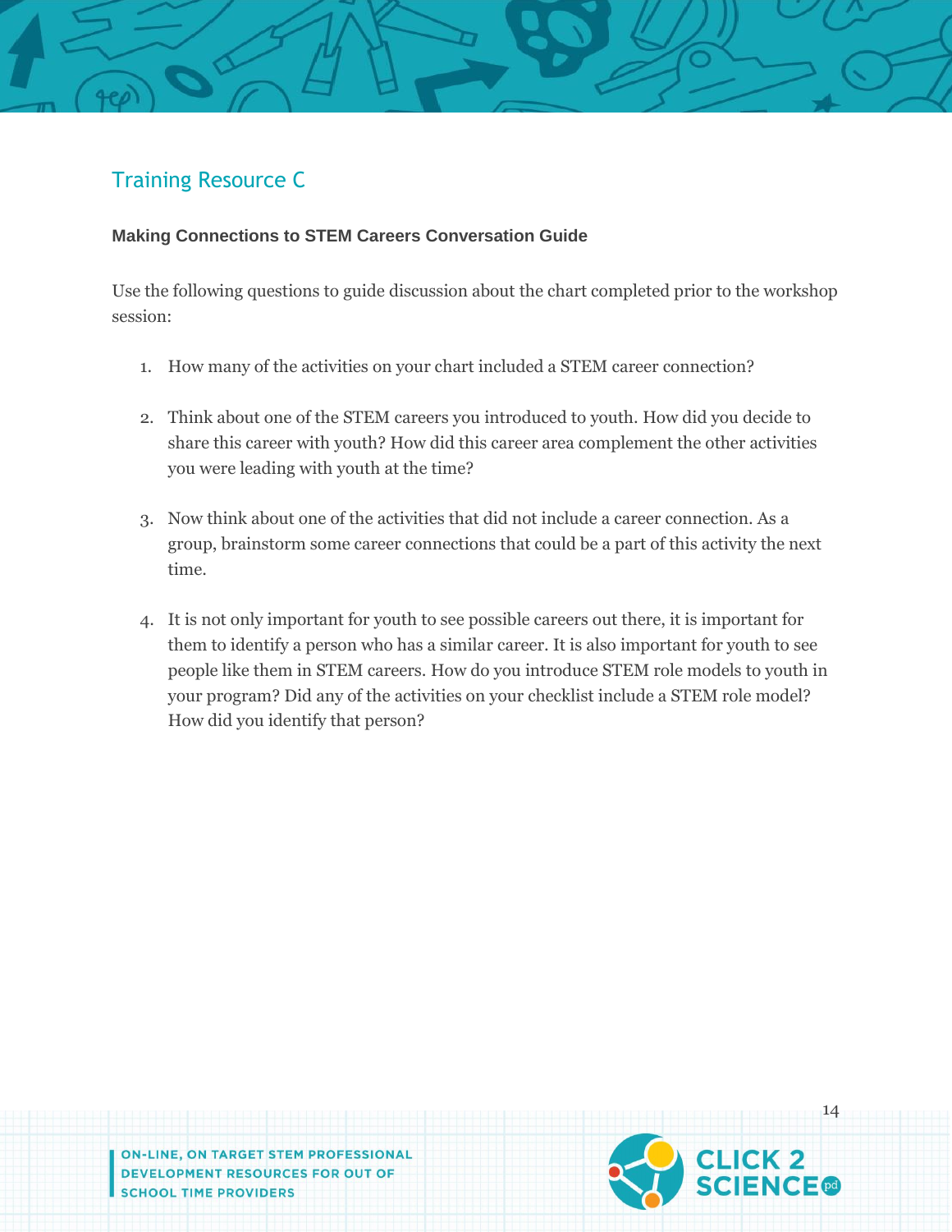## Training Resource C

### Making Connections to STEM Careers Conversation Guide

Use the following questions to guide discussion about the chart completed prior to the workshop session:

1. How many of the activities on your chart included a STEM career connection?

2. Think about one of the STEM careers you introduced to youth. How did you decide to share this career with youth? How did this career area complement the other activities you were leading with youth at the time?

3. Now think about one of the activities that did not include a career connection. As a group, brainstorm some career connections that could be a part of this activity the next time.

4. It is not only important for youth to see possible careers out there, it is important for them to identify a person who has a similar career. It is also important for youth to see people like them in STEM careers. How do you introduce STEM role models to youth in your program? Did any of the activities on your checklist include a STEM role model? How did you identify that person?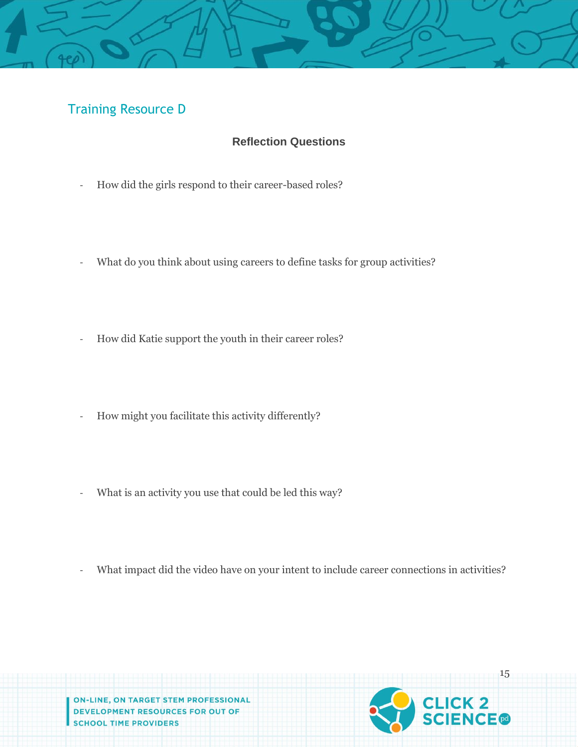## Training Resource D

### Reflection Questions

- How did the girls respond to their career-based roles?

- What do you think about using careers to define tasks for group activities?

- How did Katie support the youth in their career roles?

- How might you facilitate this activity differently?

- What is an activity you use that could be led this way?

- What impact did the video have on your intent to include career connections in activities?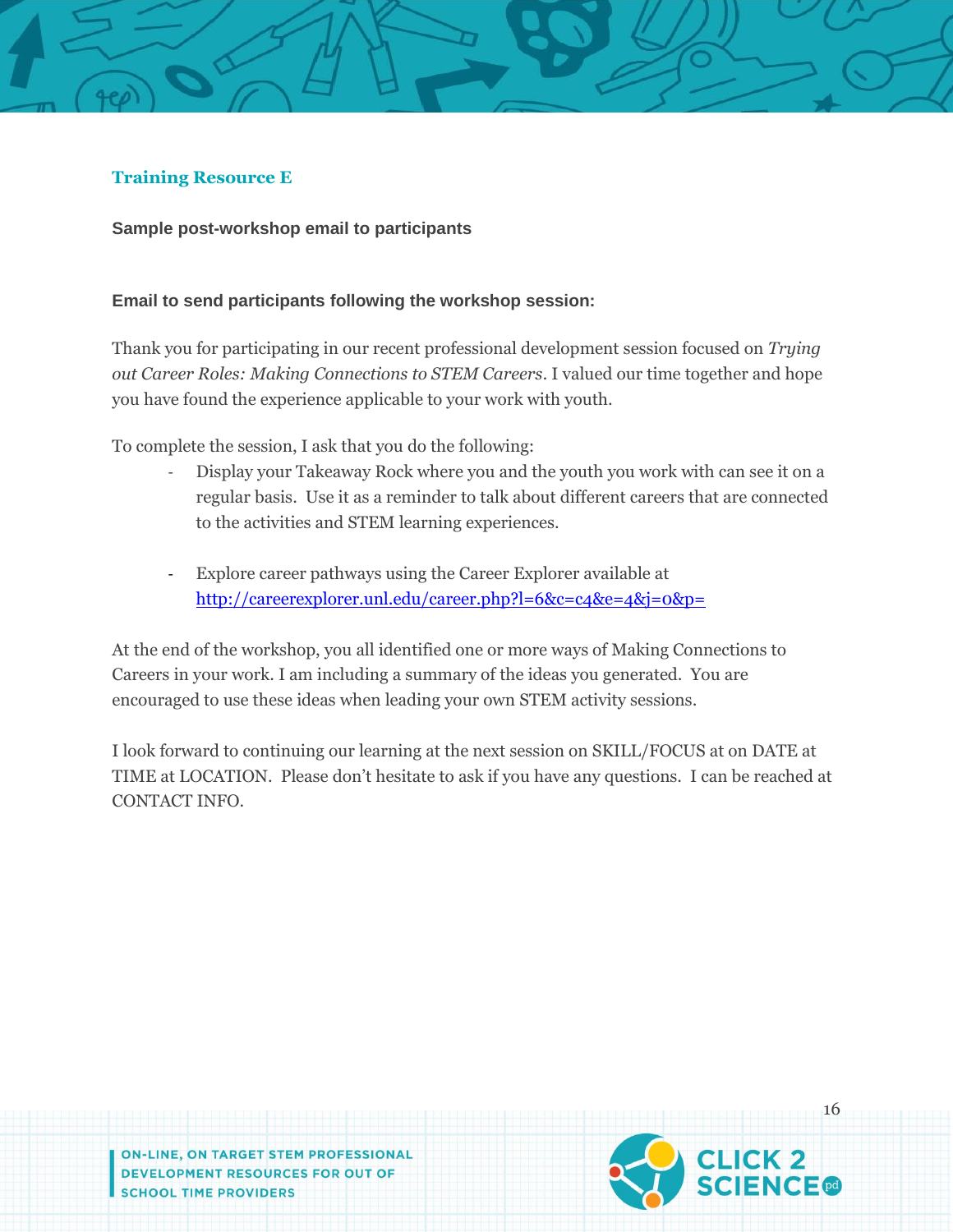## Training Resource E

**Sample post-workshop email to participants**

**Email to send participants following the workshop session:**

Thank you for participating in our recent professional development session focused on *Trying out Career Roles: Making Connections to STEM Careers*. I valued our time together and hope you have found the experience applicable to your work with youth.

To complete the session, I ask that you do the following:

- Display your Takeaway Rock where you and the youth you work with can see it on a regular basis. Use it as a reminder to talk about different careers that are connected to the activities and STEM learning experiences.

- Explore career pathways using the Career Explorer available at [http://careerexplorer.unl.edu/career.php?l=6&c=c4&e=4&j=0&p=](http://careerexplorer.unl.edu/career.php?l=6&c=c4&e=4&j=0&p=)

At the end of the workshop, you all identified one or more ways of Making Connections to Careers in your work. I am including a summary of the ideas you generated. You are encouraged to use these ideas when leading your own STEM activity sessions.

I look forward to continuing our learning at the next session on SKILL/FOCUS at on DATE at TIME at LOCATION. Please don't hesitate to ask if you have any questions. I can be reached at CONTACT INFO.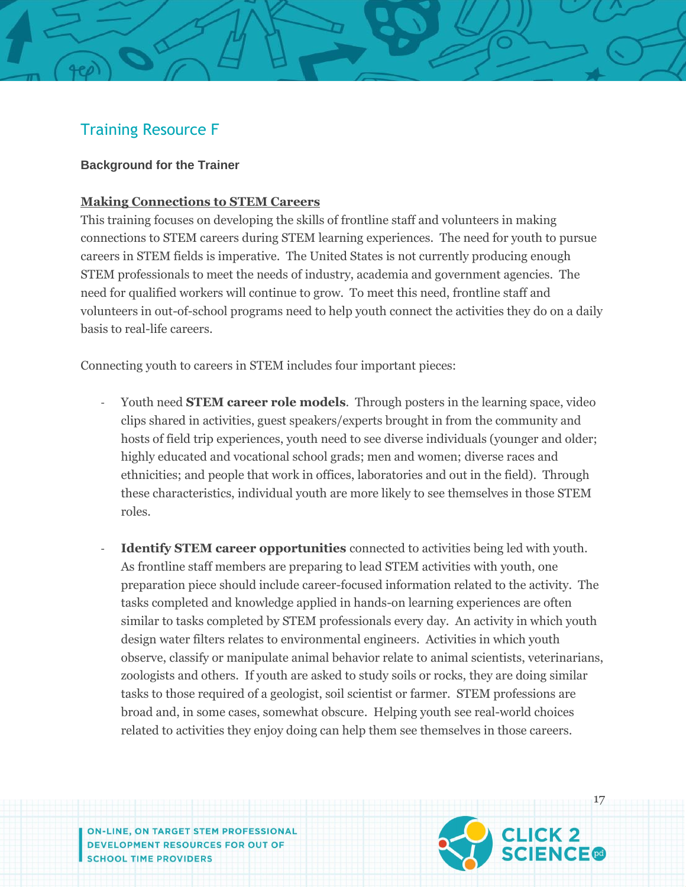## Training Resource F

**Background for the Trainer**

**Making Connections to STEM Careers**

This training focuses on developing the skills of frontline staff and volunteers in making connections to STEM careers during STEM learning experiences. The need for youth to pursue careers in STEM fields is imperative. The United States is not currently producing enough STEM professionals to meet the needs of industry, academia and government agencies. The need for qualified workers will continue to grow. To meet this need, frontline staff and volunteers in out-of-school programs need to help youth connect the activities they do on a daily basis to real-life careers.

Connecting youth to careers in STEM includes four important pieces:

- Youth need **STEM career role models**. Through posters in the learning space, video clips shared in activities, guest speakers/experts brought in from the community and hosts of field trip experiences, youth need to see diverse individuals (younger and older; highly educated and vocational school grads; men and women; diverse races and ethnicities; and people that work in offices, laboratories and out in the field). Through these characteristics, individual youth are more likely to see themselves in those STEM roles.

- **Identify STEM career opportunities** connected to activities being led with youth. As frontline staff members are preparing to lead STEM activities with youth, one preparation piece should include career-focused information related to the activity. The tasks completed and knowledge applied in hands-on learning experiences are often similar to tasks completed by STEM professionals every day. An activity in which youth design water filters relates to environmental engineers. Activities in which youth observe, classify or manipulate animal behavior relate to animal scientists, veterinarians, zoologists and others. If youth are asked to study soils or rocks, they are doing similar tasks to those required of a geologist, soil scientist or farmer. STEM professions are broad and, in some cases, somewhat obscure. Helping youth see real-world choices related to activities they enjoy doing can help them see themselves in those careers.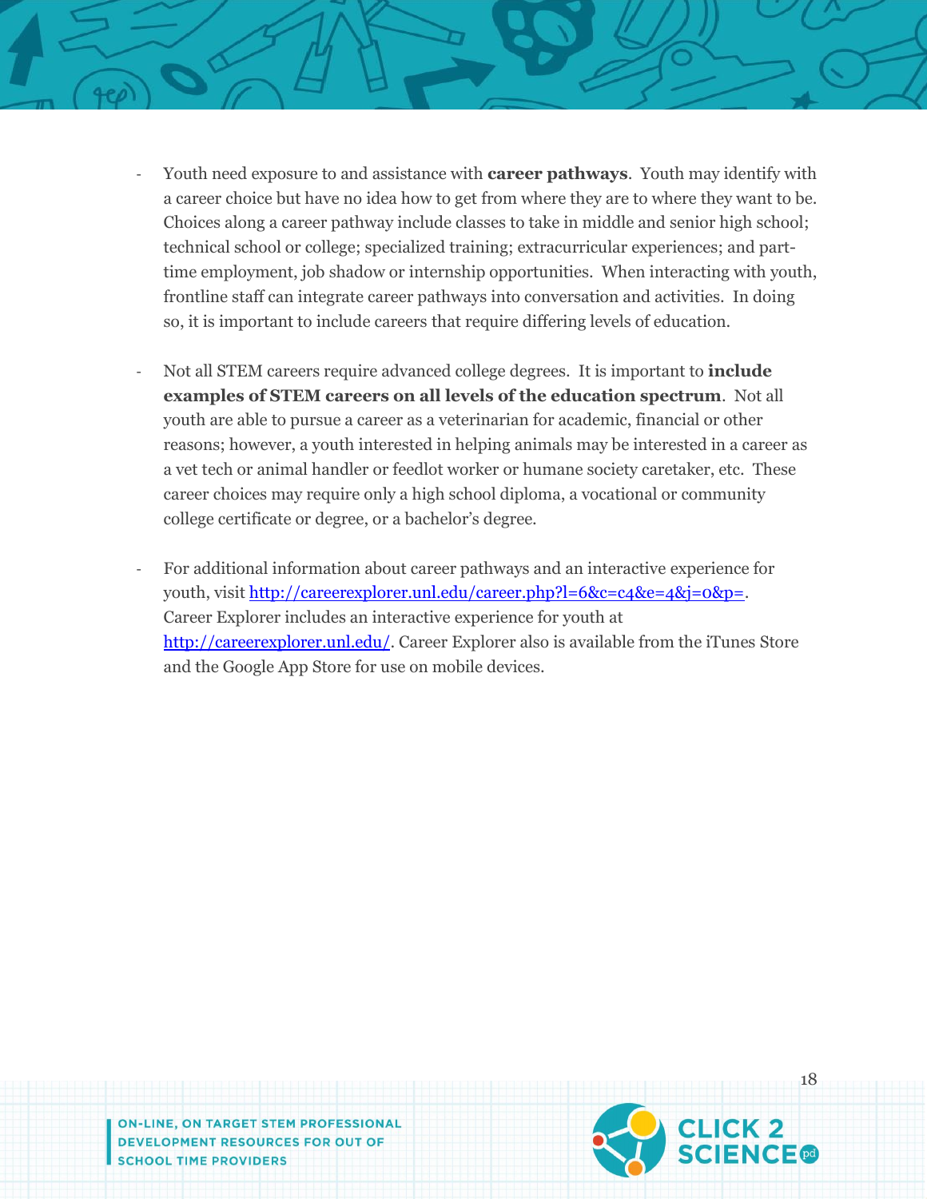- Youth need exposure to and assistance with **career pathways**. Youth may identify with a career choice but have no idea how to get from where they are to where they want to be. Choices along a career pathway include classes to take in middle and senior high school; technical school or college; specialized training; extracurricular experiences; and part-time employment, job shadow or internship opportunities. When interacting with youth, frontline staff can integrate career pathways into conversation and activities. In doing so, it is important to include careers that require differing levels of education.

- Not all STEM careers require advanced college degrees. It is important to **include examples of STEM careers on all levels of the education spectrum**. Not all youth are able to pursue a career as a veterinarian for academic, financial or other reasons; however, a youth interested in helping animals may be interested in a career as a vet tech or animal handler or feedlot worker or humane society caretaker, etc. These career choices may require only a high school diploma, a vocational or community college certificate or degree, or a bachelor's degree.

- For additional information about career pathways and an interactive experience for youth, visit [http://careerexplorer.unl.edu/career.php?l=6&c=c4&e=4&j=0&p=](http://careerexplorer.unl.edu/career.php?l=6&c=c4&e=4&j=0&p=). Career Explorer includes an interactive experience for youth at [http://careerexplorer.unl.edu/](http://careerexplorer.unl.edu/). Career Explorer also is available from the iTunes Store and the Google App Store for use on mobile devices.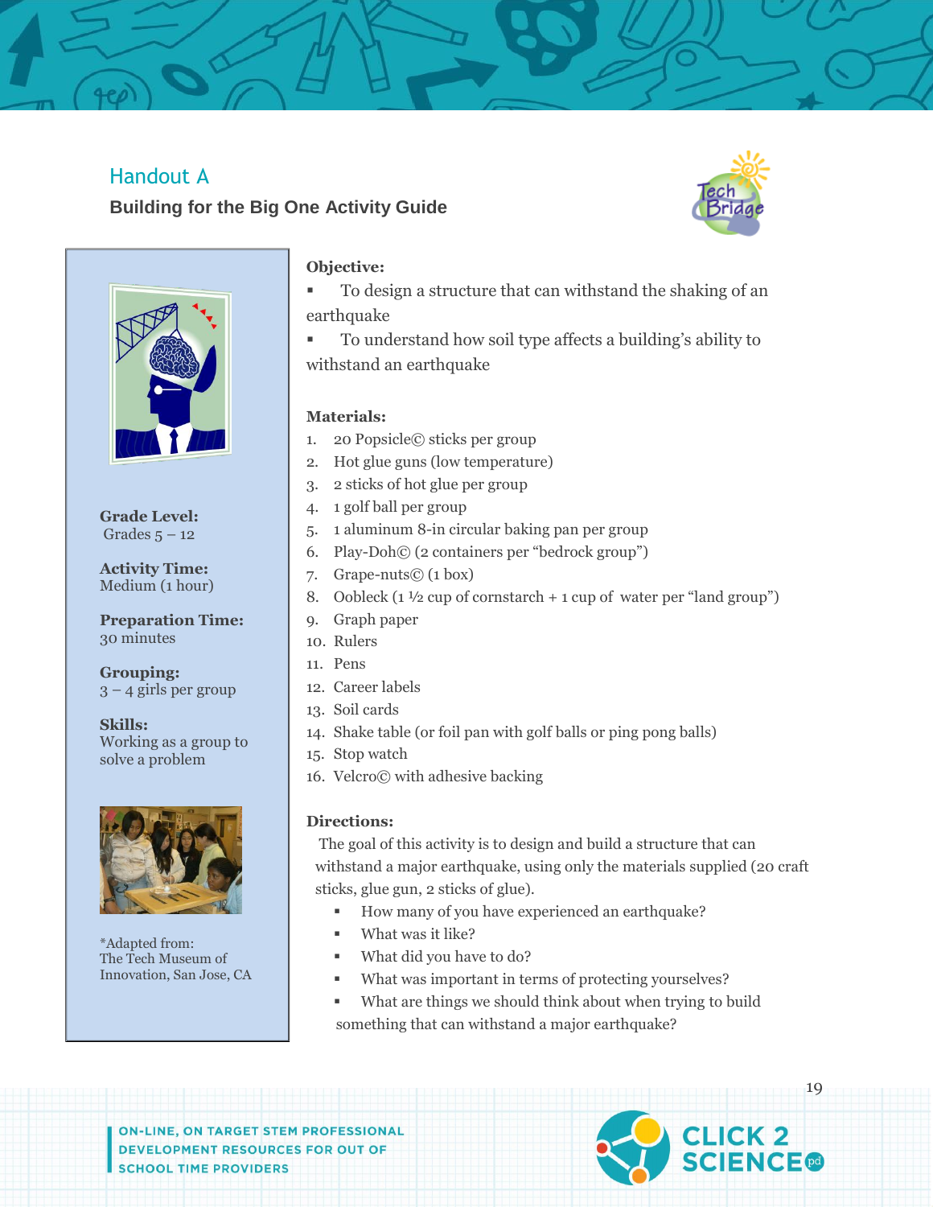## Handout A

### Building for the Big One Activity Guide

**Grade Level:**
Grades 5 – 12

**Activity Time:**
Medium (1 hour)

**Preparation Time:**
30 minutes

**Grouping:**
3 – 4 girls per group

**Skills:**
Working as a group to solve a problem

*Adapted from:
The Tech Museum of Innovation, San Jose, CA

**Objective:**

- To design a structure that can withstand the shaking of an earthquake
- To understand how soil type affects a building's ability to withstand an earthquake

**Materials:**

1. 20 Popsicle© sticks per group
2. Hot glue guns (low temperature)
3. 2 sticks of hot glue per group
4. 1 golf ball per group
5. 1 aluminum 8-in circular baking pan per group
6. Play-Doh© (2 containers per "bedrock group")
7. Grape-nuts© (1 box)
8. Oobleck (1 ½ cup of cornstarch + 1 cup of water per "land group")
9. Graph paper
10. Rulers
11. Pens
12. Career labels
13. Soil cards
14. Shake table (or foil pan with golf balls or ping pong balls)
15. Stop watch
16. Velcro© with adhesive backing

**Directions:**

The goal of this activity is to design and build a structure that can withstand a major earthquake, using only the materials supplied (20 craft sticks, glue gun, 2 sticks of glue).

- How many of you have experienced an earthquake?
- What was it like?
- What did you have to do?
- What was important in terms of protecting yourselves?
- What are things we should think about when trying to build something that can withstand a major earthquake?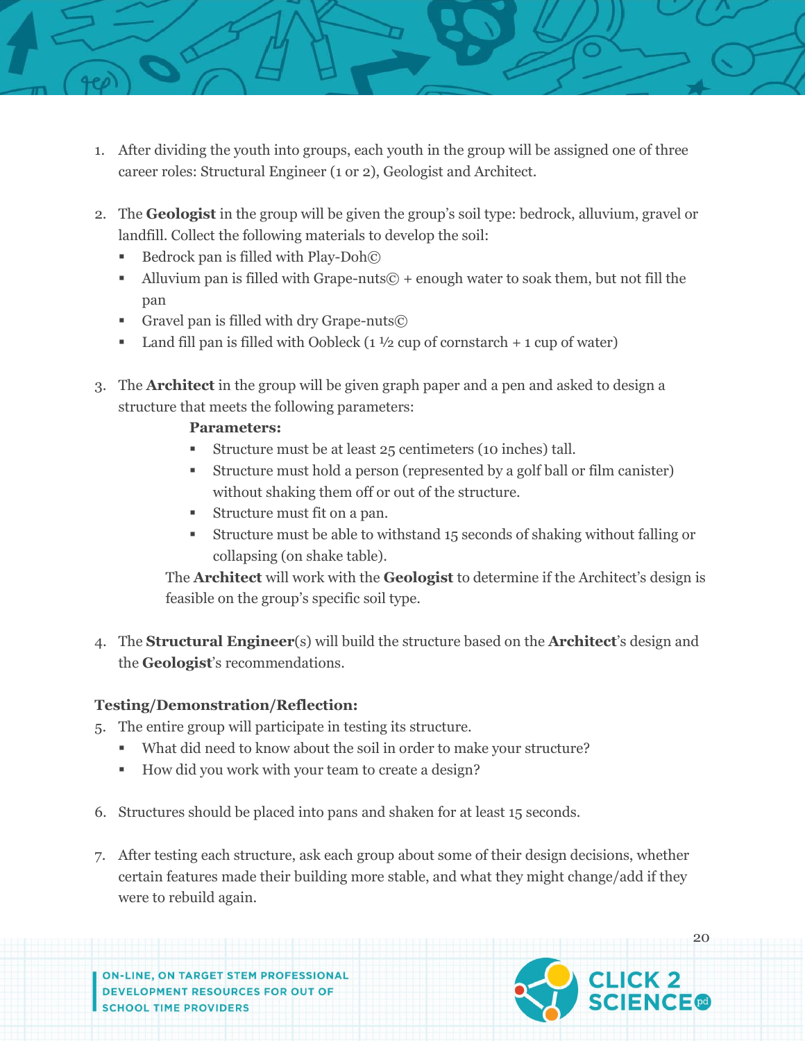1. After dividing the youth into groups, each youth in the group will be assigned one of three career roles: Structural Engineer (1 or 2), Geologist and Architect.

2. The **Geologist** in the group will be given the group's soil type: bedrock, alluvium, gravel or landfill. Collect the following materials to develop the soil:
   - Bedrock pan is filled with Play-Doh©
   - Alluvium pan is filled with Grape-nuts© + enough water to soak them, but not fill the pan
   - Gravel pan is filled with dry Grape-nuts©
   - Land fill pan is filled with Oobleck (1 ½ cup of cornstarch + 1 cup of water)

3. The **Architect** in the group will be given graph paper and a pen and asked to design a structure that meets the following parameters:

   **Parameters:**
   - Structure must be at least 25 centimeters (10 inches) tall.
   - Structure must hold a person (represented by a golf ball or film canister) without shaking them off or out of the structure.
   - Structure must fit on a pan.
   - Structure must be able to withstand 15 seconds of shaking without falling or collapsing (on shake table).

   The **Architect** will work with the **Geologist** to determine if the Architect's design is feasible on the group's specific soil type.

4. The **Structural Engineer**(s) will build the structure based on the **Architect**'s design and the **Geologist**'s recommendations.

**Testing/Demonstration/Reflection:**

5. The entire group will participate in testing its structure.
   - What did need to know about the soil in order to make your structure?
   - How did you work with your team to create a design?

6. Structures should be placed into pans and shaken for at least 15 seconds.

7. After testing each structure, ask each group about some of their design decisions, whether certain features made their building more stable, and what they might change/add if they were to rebuild again.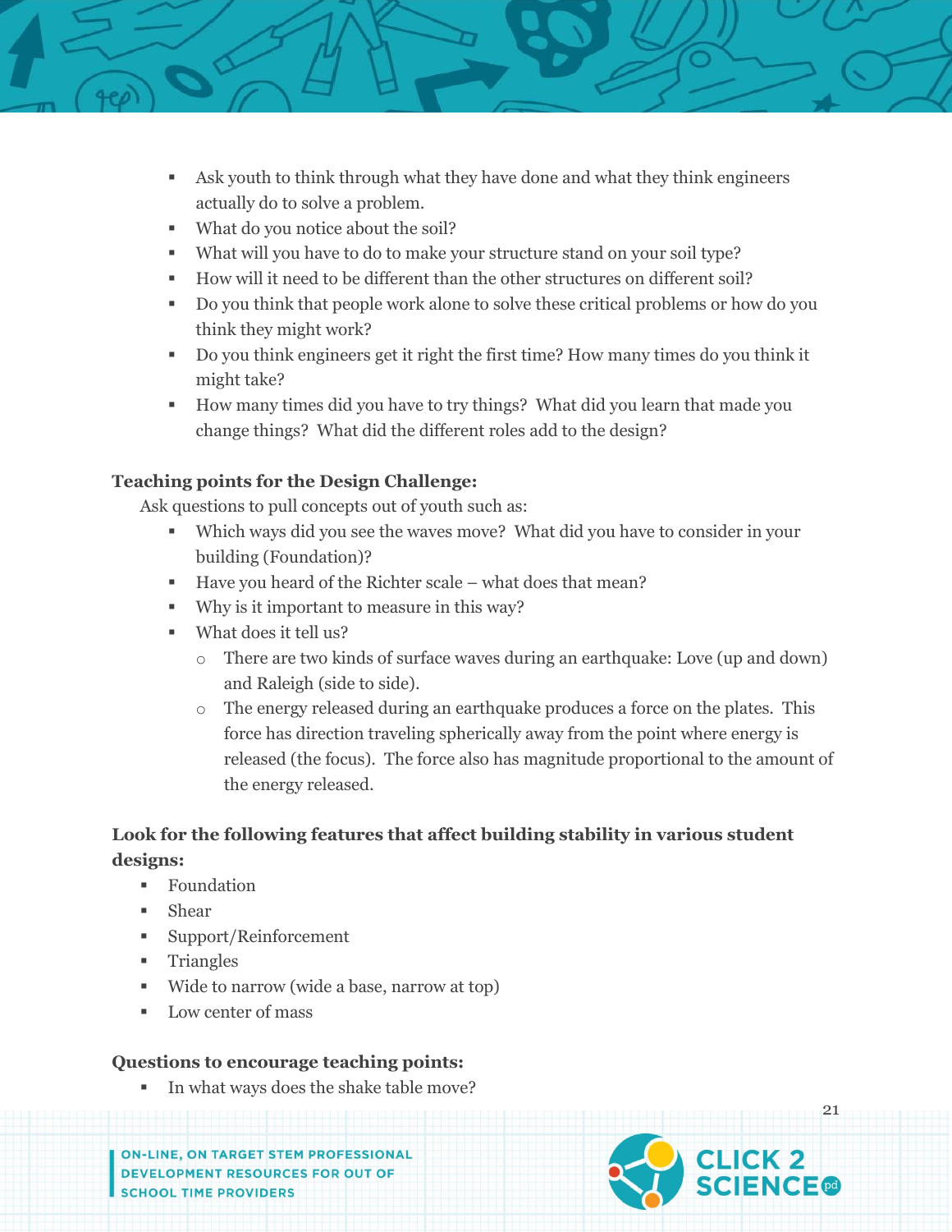- Ask youth to think through what they have done and what they think engineers actually do to solve a problem.
- What do you notice about the soil?
- What will you have to do to make your structure stand on your soil type?
- How will it need to be different than the other structures on different soil?
- Do you think that people work alone to solve these critical problems or how do you think they might work?
- Do you think engineers get it right the first time? How many times do you think it might take?
- How many times did you have to try things? What did you learn that made you change things? What did the different roles add to the design?

**Teaching points for the Design Challenge:**

Ask questions to pull concepts out of youth such as:

- Which ways did you see the waves move? What did you have to consider in your building (Foundation)?
- Have you heard of the Richter scale – what does that mean?
- Why is it important to measure in this way?
- What does it tell us?
  - There are two kinds of surface waves during an earthquake: Love (up and down) and Raleigh (side to side).
  - The energy released during an earthquake produces a force on the plates. This force has direction traveling spherically away from the point where energy is released (the focus). The force also has magnitude proportional to the amount of the energy released.

**Look for the following features that affect building stability in various student designs:**

- Foundation
- Shear
- Support/Reinforcement
- Triangles
- Wide to narrow (wide a base, narrow at top)
- Low center of mass

**Questions to encourage teaching points:**

- In what ways does the shake table move?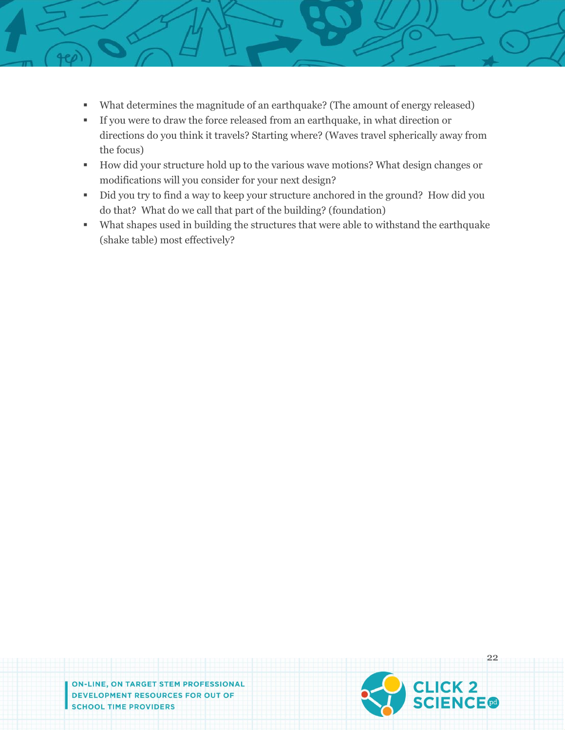- What determines the magnitude of an earthquake? (The amount of energy released)
- If you were to draw the force released from an earthquake, in what direction or directions do you think it travels? Starting where? (Waves travel spherically away from the focus)
- How did your structure hold up to the various wave motions? What design changes or modifications will you consider for your next design?
- Did you try to find a way to keep your structure anchored in the ground? How did you do that? What do we call that part of the building? (foundation)
- What shapes used in building the structures that were able to withstand the earthquake (shake table) most effectively?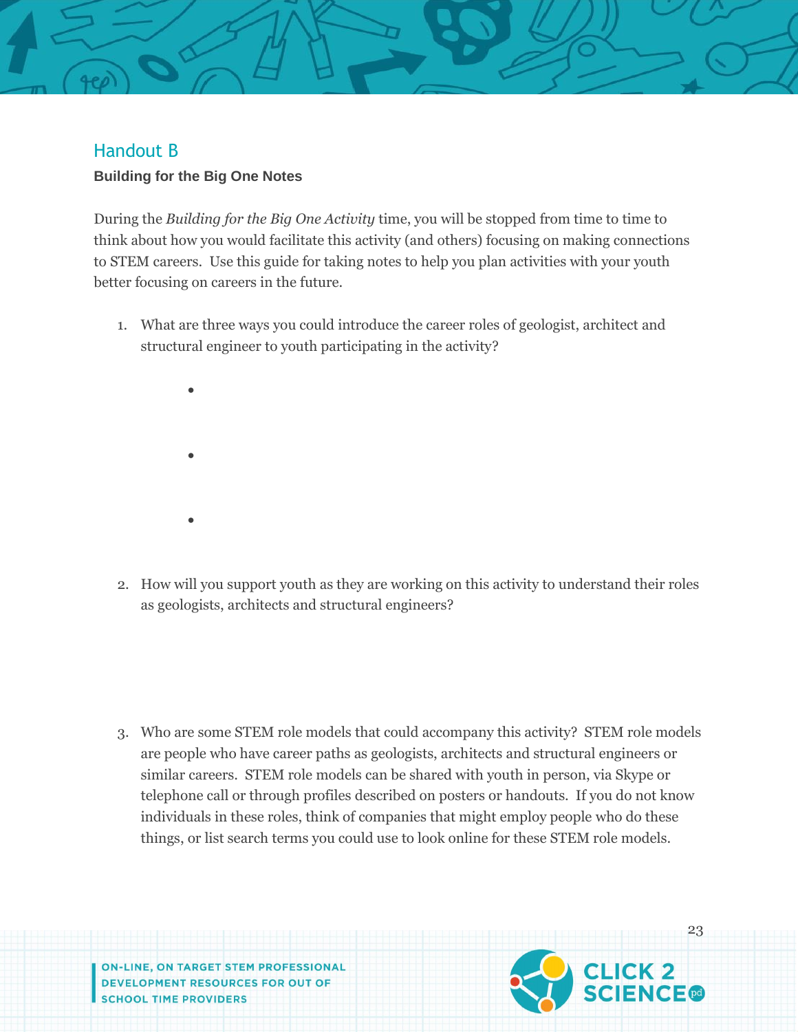## Handout B

**Building for the Big One Notes**

During the *Building for the Big One Activity* time, you will be stopped from time to time to think about how you would facilitate this activity (and others) focusing on making connections to STEM careers. Use this guide for taking notes to help you plan activities with your youth better focusing on careers in the future.

1. What are three ways you could introduce the career roles of geologist, architect and structural engineer to youth participating in the activity?

    - 
    - 
    - 

2. How will you support youth as they are working on this activity to understand their roles as geologists, architects and structural engineers?

3. Who are some STEM role models that could accompany this activity? STEM role models are people who have career paths as geologists, architects and structural engineers or similar careers. STEM role models can be shared with youth in person, via Skype or telephone call or through profiles described on posters or handouts. If you do not know individuals in these roles, think of companies that might employ people who do these things, or list search terms you could use to look online for these STEM role models.